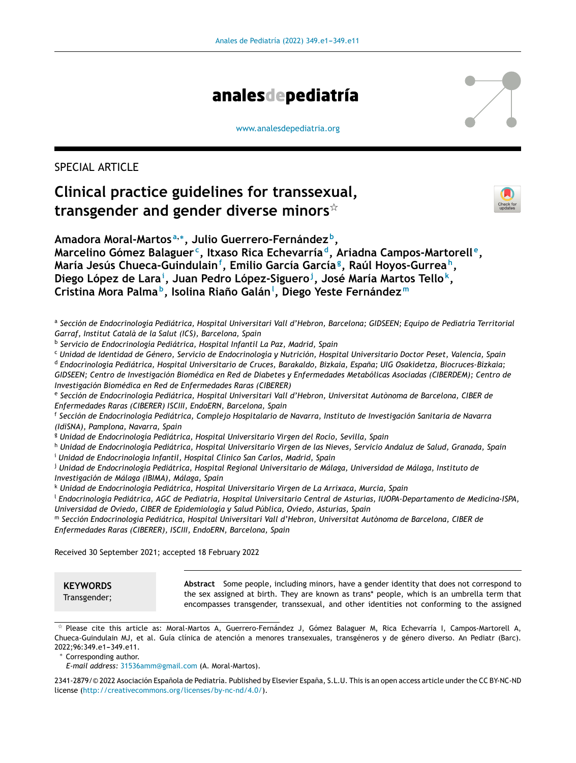# analesdepediatría

www.analesdepediatria.org

SPECIAL ARTICLE

# Clinical practice guidelines for transsexual, transgender and gender diverse minors☆

**Amadora Moral-Martos[a,*], Julio Guerrero-Fernández[b], Marcelino Gómez Balaguer[c], Itxaso Rica Echevarría[d], Ariadna Campos-Martorell[e], María Jesús Chueca-Guindulain[f], Emilio García García[g], Raúl Hoyos-Gurrea[h], Diego López de Lara[i], Juan Pedro López-Siguero[j], José María Martos Tello[k], Cristina Mora Palma[b], Isolina Riaño Galán[l], Diego Yeste Fernández[m]**

[a] *Sección de Endocrinología Pediátrica, Hospital Universitari Vall d'Hebron, Barcelona; GIDSEEN; Equipo de Pediatría Territorial Garraf, Institut Català de la Salut (ICS), Barcelona, Spain*

[b] *Servicio de Endocrinología Pediátrica, Hospital Infantil La Paz, Madrid, Spain*

[c] *Unidad de Identidad de Género, Servicio de Endocrinología y Nutrición, Hospital Universitario Doctor Peset, Valencia, Spain*

[d] *Endocrinología Pediátrica, Hospital Universitario de Cruces, Barakaldo, Bizkaia, España; UIG Osakidetza, Biocruces-Bizkaia; GIDSEEN; Centro de Investigación Biomédica en Red de Diabetes y Enfermedades Metabólicas Asociadas (CIBERDEM); Centro de Investigación Biomédica en Red de Enfermedades Raras (CIBERER)*

[e] *Sección de Endocrinología Pediátrica, Hospital Universitari Vall d'Hebron, Universitat Autònoma de Barcelona, CIBER de Enfermedades Raras (CIBERER) ISCIII, EndoERN, Barcelona, Spain*

[f] *Sección de Endocrinología Pediátrica, Complejo Hospitalario de Navarra, Instituto de Investigación Sanitaria de Navarra (IdiSNA), Pamplona, Navarra, Spain*

[g] *Unidad de Endocrinología Pediátrica, Hospital Universitario Virgen del Rocío, Sevilla, Spain*

[h] *Unidad de Endocrinología Pediátrica, Hospital Universitario Virgen de las Nieves, Servicio Andaluz de Salud, Granada, Spain*

[i] *Unidad de Endocrinología Infantil, Hospital Clínico San Carlos, Madrid, Spain*

[j] *Unidad de Endocrinología Pediátrica, Hospital Regional Universitario de Málaga, Universidad de Málaga, Instituto de Investigación de Málaga (IBIMA), Málaga, Spain*

[k] *Unidad de Endocrinología Pediátrica, Hospital Universitario Virgen de La Arrixaca, Murcia, Spain*

[l] *Endocrinología Pediátrica, AGC de Pediatría, Hospital Universitario Central de Asturias, IUOPA-Departamento de Medicina-ISPA, Universidad de Oviedo, CIBER de Epidemiología y Salud Pública, Oviedo, Asturias, Spain*

[m] *Sección Endocrinología Pediátrica, Hospital Universitari Vall d'Hebron, Universitat Autònoma de Barcelona, CIBER de Enfermedades Raras (CIBERER), ISCIII, EndoERN, Barcelona, Spain*

Received 30 September 2021; accepted 18 February 2022

**KEYWORDS**
Transgender;

**Abstract** Some people, including minors, have a gender identity that does not correspond to the sex assigned at birth. They are known as trans* people, which is an umbrella term that encompasses transgender, transsexual, and other identities not conforming to the assigned

☆ Please cite this article as: Moral-Martos A, Guerrero-Fernández J, Gómez Balaguer M, Rica Echevarría I, Campos-Martorell A, Chueca-Guindulain MJ, et al. Guía clínica de atención a menores transexuales, transgéneros y de género diverso. An Pediatr (Barc). 2022;96:349.e1–349.e11.

\* Corresponding author.
*E-mail address:* 31536amm@gmail.com (A. Moral-Martos).

2341-2879/© 2022 Asociación Española de Pediatría. Published by Elsevier España, S.L.U. This is an open access article under the CC BY-NC-ND license (http://creativecommons.org/licenses/by-nc-nd/4.0/).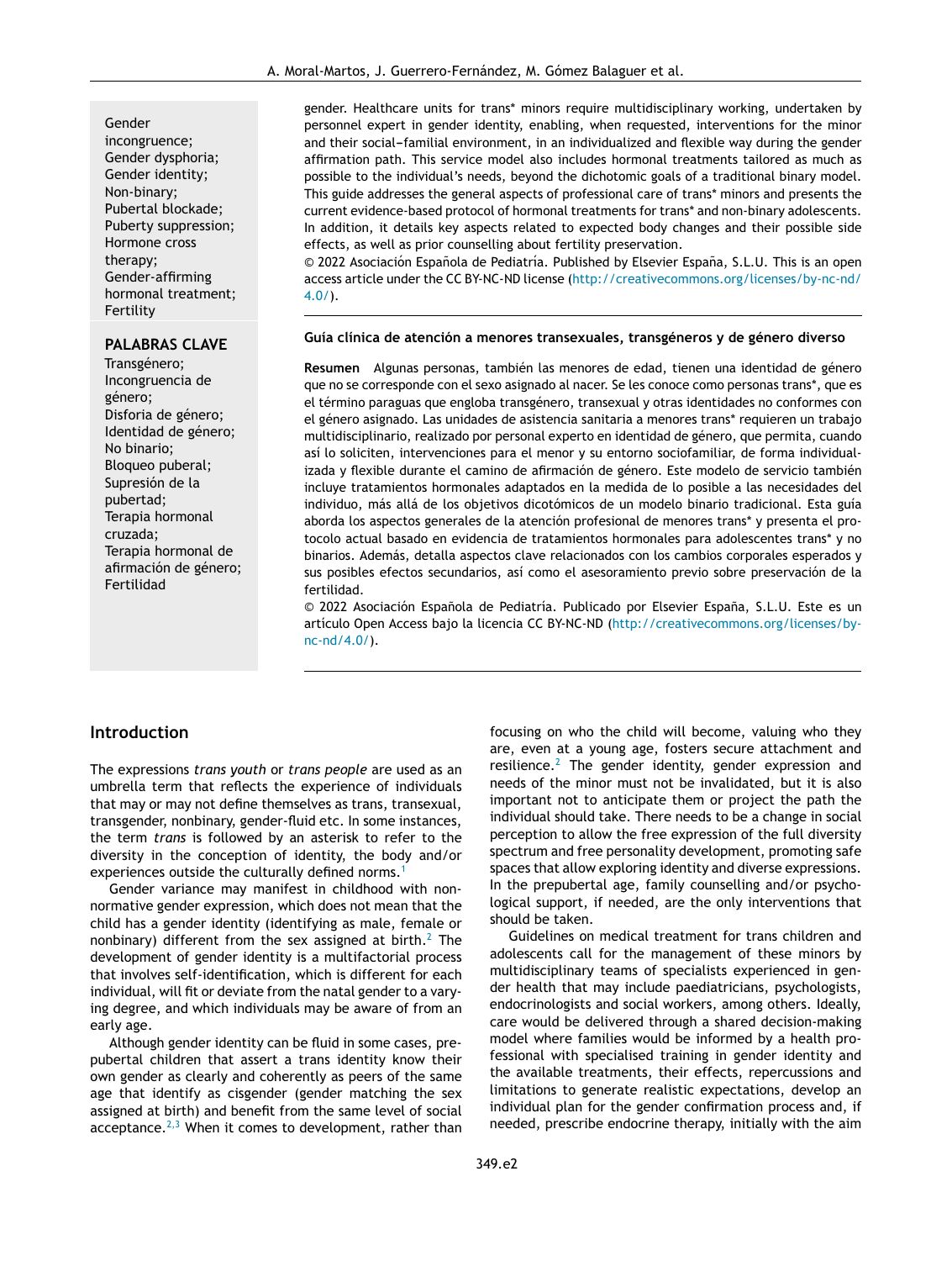Gender incongruence; Gender dysphoria; Gender identity; Non-binary; Pubertal blockade; Puberty suppression; Hormone cross therapy; Gender-affirming hormonal treatment; Fertility

gender. Healthcare units for trans* minors require multidisciplinary working, undertaken by personnel expert in gender identity, enabling, when requested, interventions for the minor and their social–familial environment, in an individualized and flexible way during the gender affirmation path. This service model also includes hormonal treatments tailored as much as possible to the individual's needs, beyond the dichotomic goals of a traditional binary model. This guide addresses the general aspects of professional care of trans* minors and presents the current evidence-based protocol of hormonal treatments for trans* and non-binary adolescents. In addition, it details key aspects related to expected body changes and their possible side effects, as well as prior counselling about fertility preservation.

© 2022 Asociación Española de Pediatría. Published by Elsevier España, S.L.U. This is an open access article under the CC BY-NC-ND license (http://creativecommons.org/licenses/by-nc-nd/4.0/).

**PALABRAS CLAVE**

Transgénero; Incongruencia de género; Disforia de género; Identidad de género; No binario; Bloqueo puberal; Supresión de la pubertad; Terapia hormonal cruzada; Terapia hormonal de afirmación de género; Fertilidad

**Guía clínica de atención a menores transexuales, transgéneros y de género diverso**

**Resumen** Algunas personas, también las menores de edad, tienen una identidad de género que no se corresponde con el sexo asignado al nacer. Se les conoce como personas trans*, que es el término paraguas que engloba transgénero, transexual y otras identidades no conformes con el género asignado. Las unidades de asistencia sanitaria a menores trans* requieren un trabajo multidisciplinario, realizado por personal experto en identidad de género, que permita, cuando así lo soliciten, intervenciones para el menor y su entorno sociofamiliar, de forma individualizada y flexible durante el camino de afirmación de género. Este modelo de servicio también incluye tratamientos hormonales adaptados en la medida de lo posible a las necesidades del individuo, más allá de los objetivos dicotómicos de un modelo binario tradicional. Esta guía aborda los aspectos generales de la atención profesional de menores trans* y presenta el protocolo actual basado en evidencia de tratamientos hormonales para adolescentes trans* y no binarios. Además, detalla aspectos clave relacionados con los cambios corporales esperados y sus posibles efectos secundarios, así como el asesoramiento previo sobre preservación de la fertilidad.

© 2022 Asociación Española de Pediatría. Publicado por Elsevier España, S.L.U. Este es un artículo Open Access bajo la licencia CC BY-NC-ND (http://creativecommons.org/licenses/by-nc-nd/4.0/).

## Introduction

The expressions *trans youth* or *trans people* are used as an umbrella term that reflects the experience of individuals that may or may not define themselves as trans, transexual, transgender, nonbinary, gender-fluid etc. In some instances, the term *trans* is followed by an asterisk to refer to the diversity in the conception of identity, the body and/or experiences outside the culturally defined norms.[1]

Gender variance may manifest in childhood with non-normative gender expression, which does not mean that the child has a gender identity (identifying as male, female or nonbinary) different from the sex assigned at birth.[2] The development of gender identity is a multifactorial process that involves self-identification, which is different for each individual, will fit or deviate from the natal gender to a varying degree, and which individuals may be aware of from an early age.

Although gender identity can be fluid in some cases, prepubertal children that assert a trans identity know their own gender as clearly and coherently as peers of the same age that identify as cisgender (gender matching the sex assigned at birth) and benefit from the same level of social acceptance.[2,3] When it comes to development, rather than focusing on who the child will become, valuing who they are, even at a young age, fosters secure attachment and resilience.[2] The gender identity, gender expression and needs of the minor must not be invalidated, but it is also important not to anticipate them or project the path the individual should take. There needs to be a change in social perception to allow the free expression of the full diversity spectrum and free personality development, promoting safe spaces that allow exploring identity and diverse expressions. In the prepubertal age, family counselling and/or psychological support, if needed, are the only interventions that should be taken.

Guidelines on medical treatment for trans children and adolescents call for the management of these minors by multidisciplinary teams of specialists experienced in gender health that may include paediatricians, psychologists, endocrinologists and social workers, among others. Ideally, care would be delivered through a shared decision-making model where families would be informed by a health professional with specialised training in gender identity and the available treatments, their effects, repercussions and limitations to generate realistic expectations, develop an individual plan for the gender confirmation process and, if needed, prescribe endocrine therapy, initially with the aim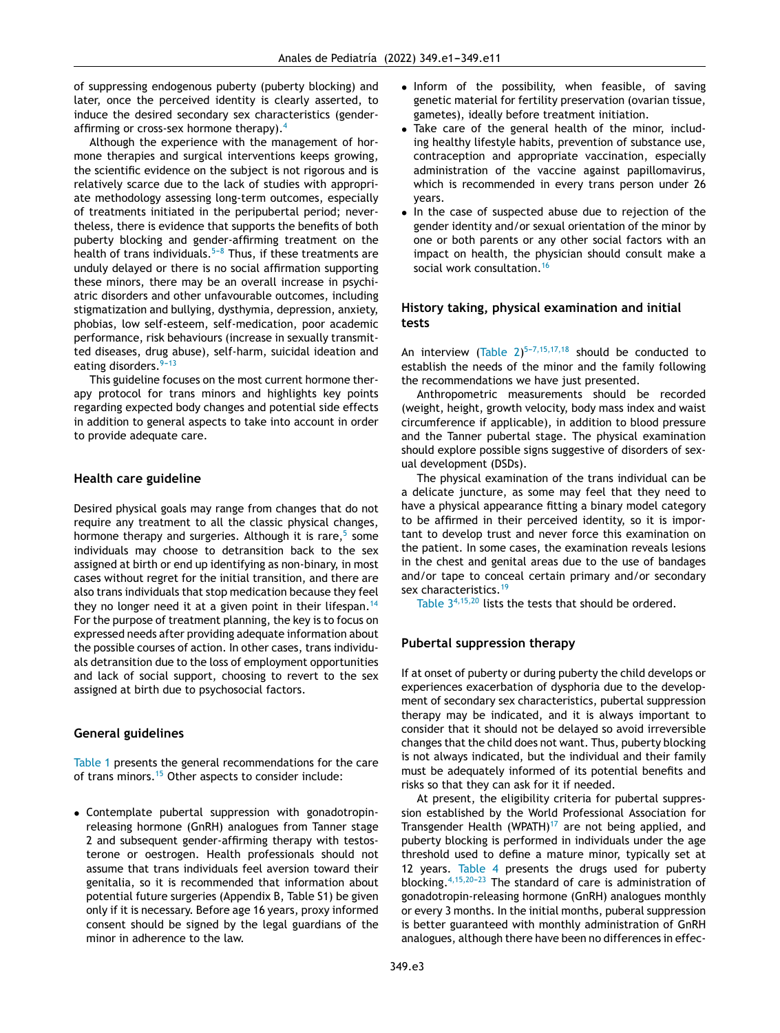of suppressing endogenous puberty (puberty blocking) and later, once the perceived identity is clearly asserted, to induce the desired secondary sex characteristics (gender-affirming or cross-sex hormone therapy).[4]

Although the experience with the management of hormone therapies and surgical interventions keeps growing, the scientific evidence on the subject is not rigorous and is relatively scarce due to the lack of studies with appropriate methodology assessing long-term outcomes, especially of treatments initiated in the peripubertal period; nevertheless, there is evidence that supports the benefits of both puberty blocking and gender-affirming treatment on the health of trans individuals.[5–8] Thus, if these treatments are unduly delayed or there is no social affirmation supporting these minors, there may be an overall increase in psychiatric disorders and other unfavourable outcomes, including stigmatization and bullying, dysthymia, depression, anxiety, phobias, low self-esteem, self-medication, poor academic performance, risk behaviours (increase in sexually transmitted diseases, drug abuse), self-harm, suicidal ideation and eating disorders.[9–13]

This guideline focuses on the most current hormone therapy protocol for trans minors and highlights key points regarding expected body changes and potential side effects in addition to general aspects to take into account in order to provide adequate care.

## Health care guideline

Desired physical goals may range from changes that do not require any treatment to all the classic physical changes, hormone therapy and surgeries. Although it is rare,[5] some individuals may choose to detransition back to the sex assigned at birth or end up identifying as non-binary, in most cases without regret for the initial transition, and there are also trans individuals that stop medication because they feel they no longer need it at a given point in their lifespan.[14] For the purpose of treatment planning, the key is to focus on expressed needs after providing adequate information about the possible courses of action. In other cases, trans individuals detransition due to the loss of employment opportunities and lack of social support, choosing to revert to the sex assigned at birth due to psychosocial factors.

## General guidelines

Table 1 presents the general recommendations for the care of trans minors.[15] Other aspects to consider include:

- Contemplate pubertal suppression with gonadotropin-releasing hormone (GnRH) analogues from Tanner stage 2 and subsequent gender-affirming therapy with testosterone or oestrogen. Health professionals should not assume that trans individuals feel aversion toward their genitalia, so it is recommended that information about potential future surgeries (Appendix B, Table S1) be given only if it is necessary. Before age 16 years, proxy informed consent should be signed by the legal guardians of the minor in adherence to the law.
- Inform of the possibility, when feasible, of saving genetic material for fertility preservation (ovarian tissue, gametes), ideally before treatment initiation.
- Take care of the general health of the minor, including healthy lifestyle habits, prevention of substance use, contraception and appropriate vaccination, especially administration of the vaccine against papillomavirus, which is recommended in every trans person under 26 years.
- In the case of suspected abuse due to rejection of the gender identity and/or sexual orientation of the minor by one or both parents or any other social factors with an impact on health, the physician should consult make a social work consultation.[16]

## History taking, physical examination and initial tests

An interview (Table 2)[5–7,15,17,18] should be conducted to establish the needs of the minor and the family following the recommendations we have just presented.

Anthropometric measurements should be recorded (weight, height, growth velocity, body mass index and waist circumference if applicable), in addition to blood pressure and the Tanner pubertal stage. The physical examination should explore possible signs suggestive of disorders of sexual development (DSDs).

The physical examination of the trans individual can be a delicate juncture, as some may feel that they need to have a physical appearance fitting a binary model category to be affirmed in their perceived identity, so it is important to develop trust and never force this examination on the patient. In some cases, the examination reveals lesions in the chest and genital areas due to the use of bandages and/or tape to conceal certain primary and/or secondary sex characteristics.[19]

Table 3[4,15,20] lists the tests that should be ordered.

## Pubertal suppression therapy

If at onset of puberty or during puberty the child develops or experiences exacerbation of dysphoria due to the development of secondary sex characteristics, pubertal suppression therapy may be indicated, and it is always important to consider that it should not be delayed so avoid irreversible changes that the child does not want. Thus, puberty blocking is not always indicated, but the individual and their family must be adequately informed of its potential benefits and risks so that they can ask for it if needed.

At present, the eligibility criteria for pubertal suppression established by the World Professional Association for Transgender Health (WPATH)[17] are not being applied, and puberty blocking is performed in individuals under the age threshold used to define a mature minor, typically set at 12 years. Table 4 presents the drugs used for puberty blocking.[4,15,20–23] The standard of care is administration of gonadotropin-releasing hormone (GnRH) analogues monthly or every 3 months. In the initial months, puberal suppression is better guaranteed with monthly administration of GnRH analogues, although there have been no differences in effec-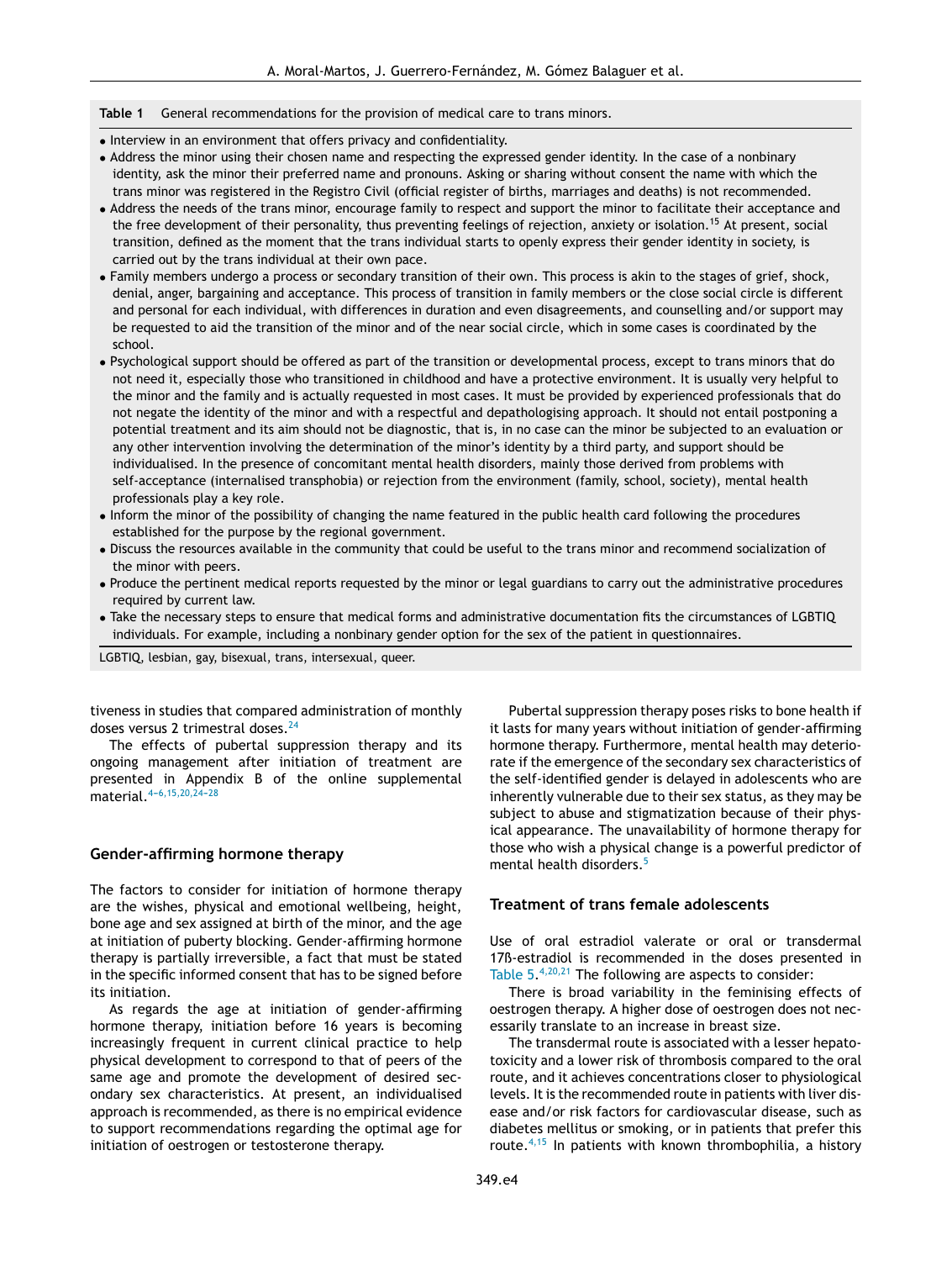**Table 1** General recommendations for the provision of medical care to trans minors.

- Interview in an environment that offers privacy and confidentiality.
- Address the minor using their chosen name and respecting the expressed gender identity. In the case of a nonbinary identity, ask the minor their preferred name and pronouns. Asking or sharing without consent the name with which the trans minor was registered in the Registro Civil (official register of births, marriages and deaths) is not recommended.
- Address the needs of the trans minor, encourage family to respect and support the minor to facilitate their acceptance and the free development of their personality, thus preventing feelings of rejection, anxiety or isolation.[15] At present, social transition, defined as the moment that the trans individual starts to openly express their gender identity in society, is carried out by the trans individual at their own pace.
- Family members undergo a process or secondary transition of their own. This process is akin to the stages of grief, shock, denial, anger, bargaining and acceptance. This process of transition in family members or the close social circle is different and personal for each individual, with differences in duration and even disagreements, and counselling and/or support may be requested to aid the transition of the minor and of the near social circle, which in some cases is coordinated by the school.
- Psychological support should be offered as part of the transition or developmental process, except to trans minors that do not need it, especially those who transitioned in childhood and have a protective environment. It is usually very helpful to the minor and the family and is actually requested in most cases. It must be provided by experienced professionals that do not negate the identity of the minor and with a respectful and depathologising approach. It should not entail postponing a potential treatment and its aim should not be diagnostic, that is, in no case can the minor be subjected to an evaluation or any other intervention involving the determination of the minor's identity by a third party, and support should be individualised. In the presence of concomitant mental health disorders, mainly those derived from problems with self-acceptance (internalised transphobia) or rejection from the environment (family, school, society), mental health professionals play a key role.
- Inform the minor of the possibility of changing the name featured in the public health card following the procedures established for the purpose by the regional government.
- Discuss the resources available in the community that could be useful to the trans minor and recommend socialization of the minor with peers.
- Produce the pertinent medical reports requested by the minor or legal guardians to carry out the administrative procedures required by current law.
- Take the necessary steps to ensure that medical forms and administrative documentation fits the circumstances of LGBTIQ individuals. For example, including a nonbinary gender option for the sex of the patient in questionnaires.

LGBTIQ, lesbian, gay, bisexual, trans, intersexual, queer.

tiveness in studies that compared administration of monthly doses versus 2 trimestral doses.[24]

The effects of pubertal suppression therapy and its ongoing management after initiation of treatment are presented in Appendix B of the online supplemental material.[4–6,15,20,24–28]

## Gender-affirming hormone therapy

The factors to consider for initiation of hormone therapy are the wishes, physical and emotional wellbeing, height, bone age and sex assigned at birth of the minor, and the age at initiation of puberty blocking. Gender-affirming hormone therapy is partially irreversible, a fact that must be stated in the specific informed consent that has to be signed before its initiation.

As regards the age at initiation of gender-affirming hormone therapy, initiation before 16 years is becoming increasingly frequent in current clinical practice to help physical development to correspond to that of peers of the same age and promote the development of desired secondary sex characteristics. At present, an individualised approach is recommended, as there is no empirical evidence to support recommendations regarding the optimal age for initiation of oestrogen or testosterone therapy.

Pubertal suppression therapy poses risks to bone health if it lasts for many years without initiation of gender-affirming hormone therapy. Furthermore, mental health may deteriorate if the emergence of the secondary sex characteristics of the self-identified gender is delayed in adolescents who are inherently vulnerable due to their sex status, as they may be subject to abuse and stigmatization because of their physical appearance. The unavailability of hormone therapy for those who wish a physical change is a powerful predictor of mental health disorders.[5]

## Treatment of trans female adolescents

Use of oral estradiol valerate or oral or transdermal 17ß-estradiol is recommended in the doses presented in Table 5.[4,20,21] The following are aspects to consider:

There is broad variability in the feminising effects of oestrogen therapy. A higher dose of oestrogen does not necessarily translate to an increase in breast size.

The transdermal route is associated with a lesser hepatotoxicity and a lower risk of thrombosis compared to the oral route, and it achieves concentrations closer to physiological levels. It is the recommended route in patients with liver disease and/or risk factors for cardiovascular disease, such as diabetes mellitus or smoking, or in patients that prefer this route.[4,15] In patients with known thrombophilia, a history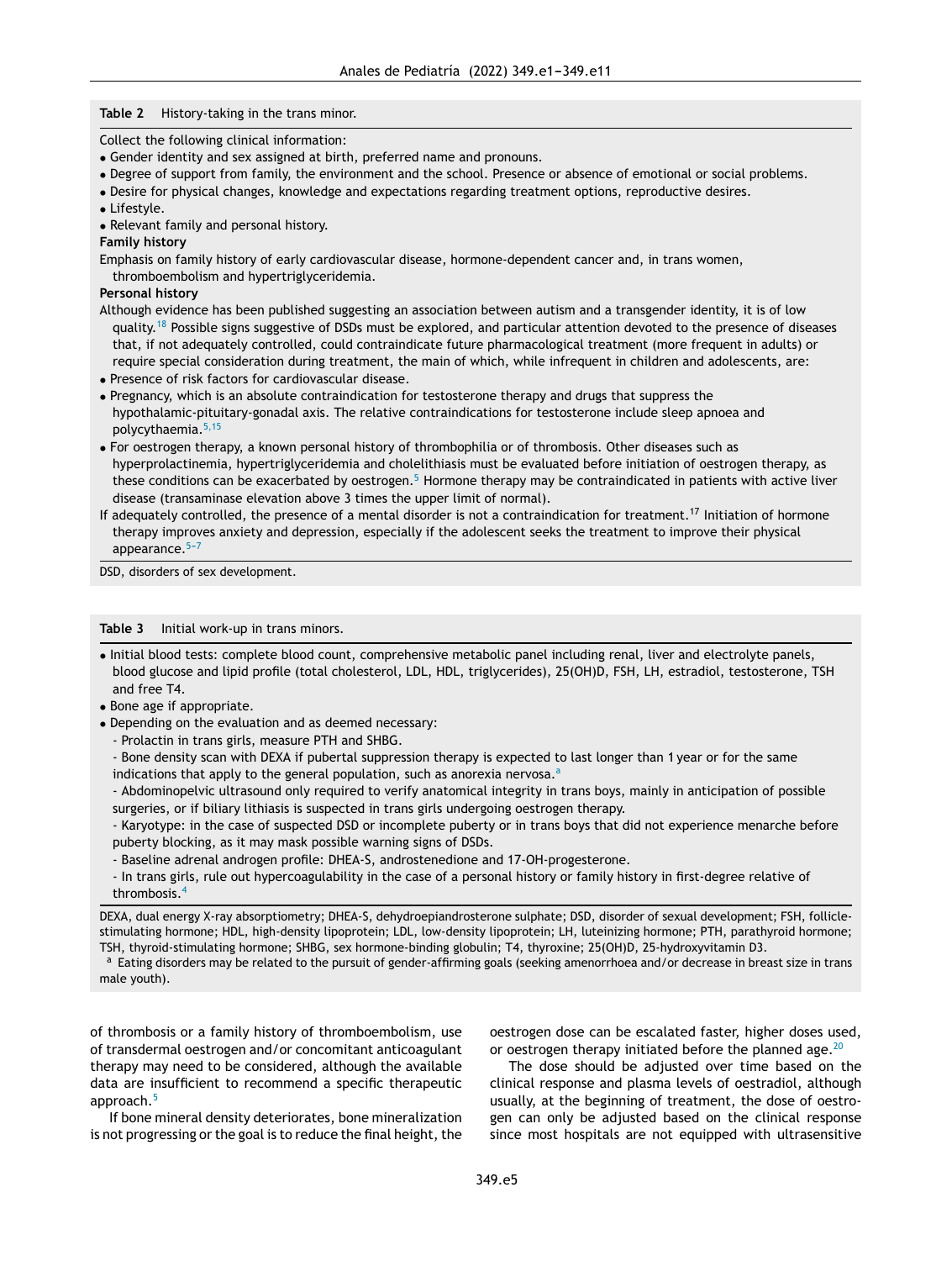**Table 2** History-taking in the trans minor.

Collect the following clinical information:

- Gender identity and sex assigned at birth, preferred name and pronouns.
- Degree of support from family, the environment and the school. Presence or absence of emotional or social problems.
- Desire for physical changes, knowledge and expectations regarding treatment options, reproductive desires.
- Lifestyle.
- Relevant family and personal history.

**Family history**

Emphasis on family history of early cardiovascular disease, hormone-dependent cancer and, in trans women, thromboembolism and hypertriglyceridemia.

**Personal history**

Although evidence has been published suggesting an association between autism and a transgender identity, it is of low quality.[18] Possible signs suggestive of DSDs must be explored, and particular attention devoted to the presence of diseases that, if not adequately controlled, could contraindicate future pharmacological treatment (more frequent in adults) or require special consideration during treatment, the main of which, while infrequent in children and adolescents, are:

- Presence of risk factors for cardiovascular disease.
- Pregnancy, which is an absolute contraindication for testosterone therapy and drugs that suppress the hypothalamic-pituitary-gonadal axis. The relative contraindications for testosterone include sleep apnoea and polycythaemia.[5,15]
- For oestrogen therapy, a known personal history of thrombophilia or of thrombosis. Other diseases such as hyperprolactinemia, hypertriglyceridemia and cholelithiasis must be evaluated before initiation of oestrogen therapy, as these conditions can be exacerbated by oestrogen.[5] Hormone therapy may be contraindicated in patients with active liver disease (transaminase elevation above 3 times the upper limit of normal).

If adequately controlled, the presence of a mental disorder is not a contraindication for treatment.[17] Initiation of hormone therapy improves anxiety and depression, especially if the adolescent seeks the treatment to improve their physical appearance.[5–7]

DSD, disorders of sex development.

**Table 3** Initial work-up in trans minors.

- Initial blood tests: complete blood count, comprehensive metabolic panel including renal, liver and electrolyte panels, blood glucose and lipid profile (total cholesterol, LDL, HDL, triglycerides), 25(OH)D, FSH, LH, estradiol, testosterone, TSH and free T4.
- Bone age if appropriate.
- Depending on the evaluation and as deemed necessary:
  - Prolactin in trans girls, measure PTH and SHBG.
  - Bone density scan with DEXA if pubertal suppression therapy is expected to last longer than 1 year or for the same indications that apply to the general population, such as anorexia nervosa.[a]
  - Abdominopelvic ultrasound only required to verify anatomical integrity in trans boys, mainly in anticipation of possible surgeries, or if biliary lithiasis is suspected in trans girls undergoing oestrogen therapy.
  - Karyotype: in the case of suspected DSD or incomplete puberty or in trans boys that did not experience menarche before puberty blocking, as it may mask possible warning signs of DSDs.
  - Baseline adrenal androgen profile: DHEA-S, androstenedione and 17-OH-progesterone.
  - In trans girls, rule out hypercoagulability in the case of a personal history or family history in first-degree relative of thrombosis.[4]

DEXA, dual energy X-ray absorptiometry; DHEA-S, dehydroepiandrosterone sulphate; DSD, disorder of sexual development; FSH, follicle-stimulating hormone; HDL, high-density lipoprotein; LDL, low-density lipoprotein; LH, luteinizing hormone; PTH, parathyroid hormone; TSH, thyroid-stimulating hormone; SHBG, sex hormone-binding globulin; T4, thyroxine; 25(OH)D, 25-hydroxyvitamin D3.

[a] Eating disorders may be related to the pursuit of gender-affirming goals (seeking amenorrhoea and/or decrease in breast size in trans male youth).

of thrombosis or a family history of thromboembolism, use of transdermal oestrogen and/or concomitant anticoagulant therapy may need to be considered, although the available data are insufficient to recommend a specific therapeutic approach.[5]

If bone mineral density deteriorates, bone mineralization is not progressing or the goal is to reduce the final height, the oestrogen dose can be escalated faster, higher doses used, or oestrogen therapy initiated before the planned age.[20]

The dose should be adjusted over time based on the clinical response and plasma levels of oestradiol, although usually, at the beginning of treatment, the dose of oestrogen can only be adjusted based on the clinical response since most hospitals are not equipped with ultrasensitive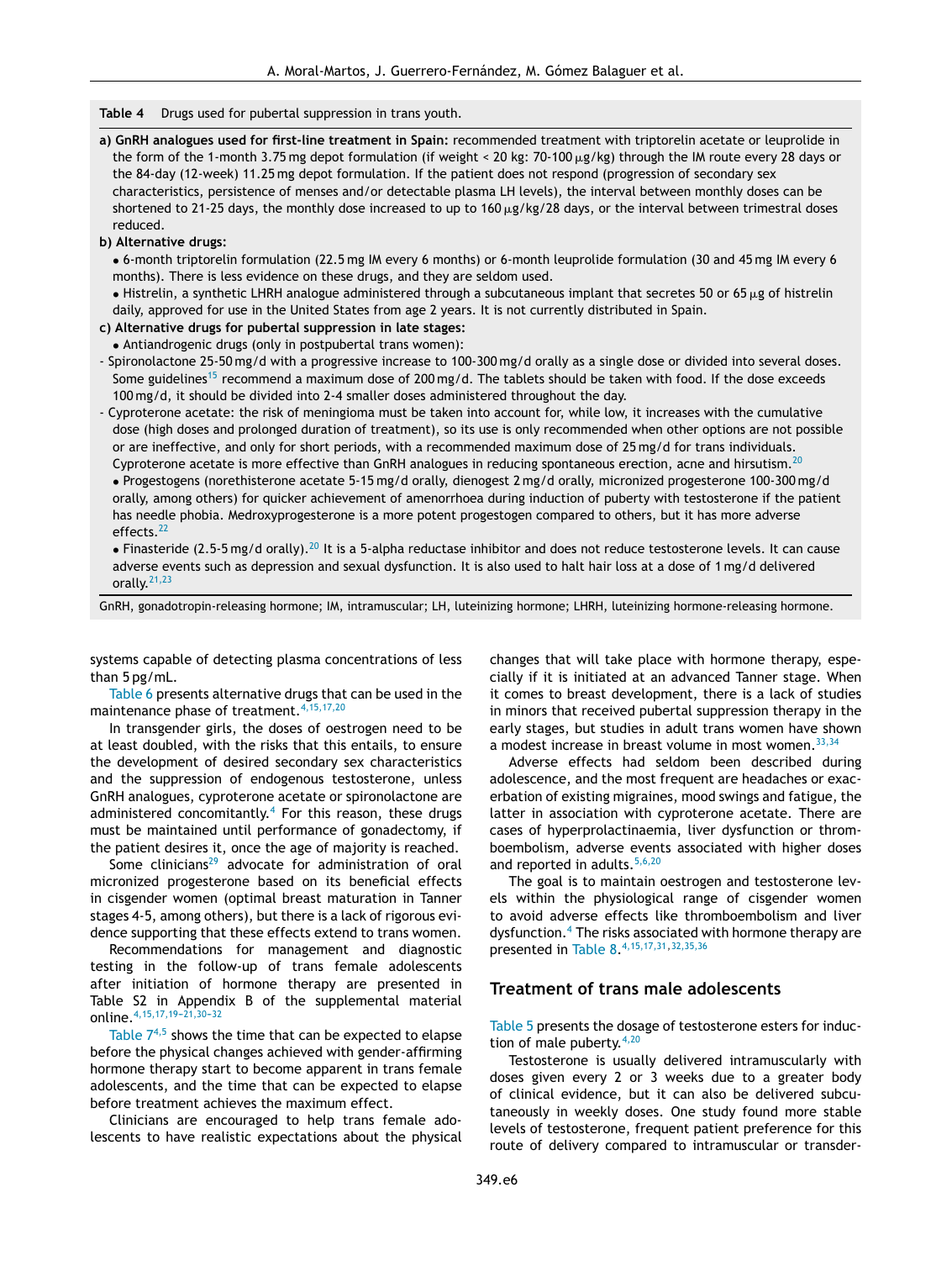**Table 4** Drugs used for pubertal suppression in trans youth.

**a) GnRH analogues used for first-line treatment in Spain:** recommended treatment with triptorelin acetate or leuprolide in the form of the 1-month 3.75 mg depot formulation (if weight < 20 kg: 70-100 μg/kg) through the IM route every 28 days or the 84-day (12-week) 11.25 mg depot formulation. If the patient does not respond (progression of secondary sex characteristics, persistence of menses and/or detectable plasma LH levels), the interval between monthly doses can be shortened to 21-25 days, the monthly dose increased to up to 160 μg/kg/28 days, or the interval between trimestral doses reduced.

**b) Alternative drugs:**

- 6-month triptorelin formulation (22.5 mg IM every 6 months) or 6-month leuprolide formulation (30 and 45 mg IM every 6 months). There is less evidence on these drugs, and they are seldom used.
- Histrelin, a synthetic LHRH analogue administered through a subcutaneous implant that secretes 50 or 65 μg of histrelin daily, approved for use in the United States from age 2 years. It is not currently distributed in Spain.

**c) Alternative drugs for pubertal suppression in late stages:**

- Antiandrogenic drugs (only in postpubertal trans women):

- Spironolactone 25-50 mg/d with a progressive increase to 100-300 mg/d orally as a single dose or divided into several doses. Some guidelines[15] recommend a maximum dose of 200 mg/d. The tablets should be taken with food. If the dose exceeds 100 mg/d, it should be divided into 2-4 smaller doses administered throughout the day.
- Cyproterone acetate: the risk of meningioma must be taken into account for, while low, it increases with the cumulative dose (high doses and prolonged duration of treatment), so its use is only recommended when other options are not possible or are ineffective, and only for short periods, with a recommended maximum dose of 25 mg/d for trans individuals. Cyproterone acetate is more effective than GnRH analogues in reducing spontaneous erection, acne and hirsutism.[20]

- Progestogens (norethisterone acetate 5-15 mg/d orally, dienogest 2 mg/d orally, micronized progesterone 100-300 mg/d orally, among others) for quicker achievement of amenorrhoea during induction of puberty with testosterone if the patient has needle phobia. Medroxyprogesterone is a more potent progestogen compared to others, but it has more adverse effects.[22]
- Finasteride (2.5-5 mg/d orally).[20] It is a 5-alpha reductase inhibitor and does not reduce testosterone levels. It can cause adverse events such as depression and sexual dysfunction. It is also used to halt hair loss at a dose of 1 mg/d delivered orally.[21,23]

GnRH, gonadotropin-releasing hormone; IM, intramuscular; LH, luteinizing hormone; LHRH, luteinizing hormone-releasing hormone.

systems capable of detecting plasma concentrations of less than 5 pg/mL.

Table 6 presents alternative drugs that can be used in the maintenance phase of treatment.[4,15,17,20]

In transgender girls, the doses of oestrogen need to be at least doubled, with the risks that this entails, to ensure the development of desired secondary sex characteristics and the suppression of endogenous testosterone, unless GnRH analogues, cyproterone acetate or spironolactone are administered concomitantly.[4] For this reason, these drugs must be maintained until performance of gonadectomy, if the patient desires it, once the age of majority is reached.

Some clinicians[29] advocate for administration of oral micronized progesterone based on its beneficial effects in cisgender women (optimal breast maturation in Tanner stages 4-5, among others), but there is a lack of rigorous evidence supporting that these effects extend to trans women.

Recommendations for management and diagnostic testing in the follow-up of trans female adolescents after initiation of hormone therapy are presented in Table S2 in Appendix B of the supplemental material online.[4,15,17,19–21,30–32]

Table 7[4,5] shows the time that can be expected to elapse before the physical changes achieved with gender-affirming hormone therapy start to become apparent in trans female adolescents, and the time that can be expected to elapse before treatment achieves the maximum effect.

Clinicians are encouraged to help trans female adolescents to have realistic expectations about the physical changes that will take place with hormone therapy, especially if it is initiated at an advanced Tanner stage. When it comes to breast development, there is a lack of studies in minors that received pubertal suppression therapy in the early stages, but studies in adult trans women have shown a modest increase in breast volume in most women.[33,34]

Adverse effects had seldom been described during adolescence, and the most frequent are headaches or exacerbation of existing migraines, mood swings and fatigue, the latter in association with cyproterone acetate. There are cases of hyperprolactinaemia, liver dysfunction or thromboembolism, adverse events associated with higher doses and reported in adults.[5,6,20]

The goal is to maintain oestrogen and testosterone levels within the physiological range of cisgender women to avoid adverse effects like thromboembolism and liver dysfunction.[4] The risks associated with hormone therapy are presented in Table 8.[4,15,17,31,32,35,36]

## Treatment of trans male adolescents

Table 5 presents the dosage of testosterone esters for induction of male puberty.[4,20]

Testosterone is usually delivered intramuscularly with doses given every 2 or 3 weeks due to a greater body of clinical evidence, but it can also be delivered subcutaneously in weekly doses. One study found more stable levels of testosterone, frequent patient preference for this route of delivery compared to intramuscular or transder-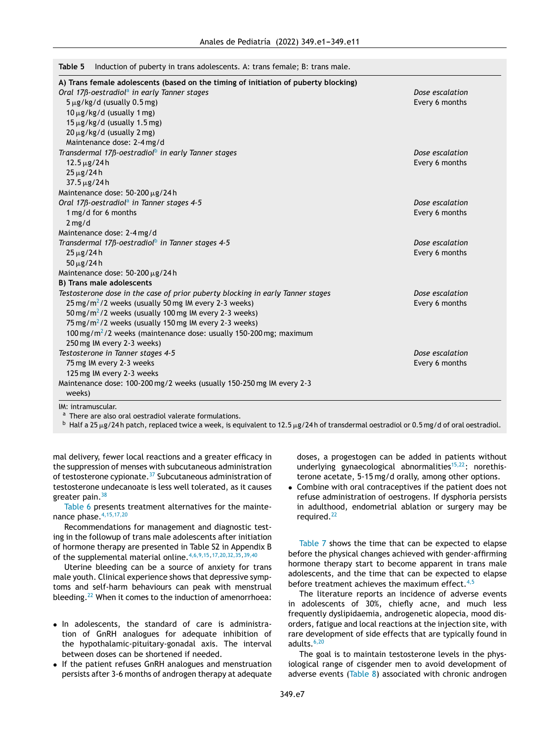**Table 5** Induction of puberty in trans adolescents. A: trans female; B: trans male.

| | |
|---|---|
| **A) Trans female adolescents (based on the timing of initiation of puberty blocking)** | |
| *Oral 17β-oestradiol*[a] *in early Tanner stages* | *Dose escalation* |
| 5 μg/kg/d (usually 0.5 mg) | Every 6 months |
| 10 μg/kg/d (usually 1 mg) | |
| 15 μg/kg/d (usually 1.5 mg) | |
| 20 μg/kg/d (usually 2 mg) | |
| Maintenance dose: 2-4 mg/d | |
| *Transdermal 17β-oestradiol*[b] *in early Tanner stages* | *Dose escalation* |
| 12.5 μg/24 h | Every 6 months |
| 25 μg/24 h | |
| 37.5 μg/24 h | |
| Maintenance dose: 50-200 μg/24 h | |
| *Oral 17β-oestradiol*[a] *in Tanner stages 4-5* | *Dose escalation* |
| 1 mg/d for 6 months | Every 6 months |
| 2 mg/d | |
| Maintenance dose: 2-4 mg/d | |
| *Transdermal 17β-oestradiol*[b] *in Tanner stages 4-5* | *Dose escalation* |
| 25 μg/24 h | Every 6 months |
| 50 μg/24 h | |
| Maintenance dose: 50-200 μg/24 h | |
| **B) Trans male adolescents** | |
| *Testosterone dose in the case of prior puberty blocking in early Tanner stages* | *Dose escalation* |
| 25 mg/m$^2$/2 weeks (usually 50 mg IM every 2-3 weeks) | Every 6 months |
| 50 mg/m$^2$/2 weeks (usually 100 mg IM every 2-3 weeks) | |
| 75 mg/m$^2$/2 weeks (usually 150 mg IM every 2-3 weeks) | |
| 100 mg/m$^2$/2 weeks (maintenance dose: usually 150-200 mg; maximum 250 mg IM every 2-3 weeks) | |
| *Testosterone in Tanner stages 4-5* | *Dose escalation* |
| 75 mg IM every 2-3 weeks | Every 6 months |
| 125 mg IM every 2-3 weeks | |
| Maintenance dose: 100-200 mg/2 weeks (usually 150-250 mg IM every 2-3 weeks) | |

IM: intramuscular.
[a] There are also oral oestradiol valerate formulations.
[b] Half a 25 μg/24 h patch, replaced twice a week, is equivalent to 12.5 μg/24 h of transdermal oestradiol or 0.5 mg/d of oral oestradiol.

mal delivery, fewer local reactions and a greater efficacy in the suppression of menses with subcutaneous administration of testosterone cypionate.[37] Subcutaneous administration of testosterone undecanoate is less well tolerated, as it causes greater pain.[38]

Table 6 presents treatment alternatives for the maintenance phase.[4,15,17,20]

Recommendations for management and diagnostic testing in the followup of trans male adolescents after initiation of hormone therapy are presented in Table S2 in Appendix B of the supplemental material online.[4,6,9,15,17,20,32,35,39,40]

Uterine bleeding can be a source of anxiety for trans male youth. Clinical experience shows that depressive symptoms and self-harm behaviours can peak with menstrual bleeding.[22] When it comes to the induction of amenorrhoea:

- In adolescents, the standard of care is administration of GnRH analogues for adequate inhibition of the hypothalamic-pituitary-gonadal axis. The interval between doses can be shortened if needed.
- If the patient refuses GnRH analogues and menstruation persists after 3-6 months of androgen therapy at adequate doses, a progestogen can be added in patients without underlying gynaecological abnormalities[15,22]: norethisterone acetate, 5-15 mg/d orally, among other options.
- Combine with oral contraceptives if the patient does not refuse administration of oestrogens. If dysphoria persists in adulthood, endometrial ablation or surgery may be required.[22]

Table 7 shows the time that can be expected to elapse before the physical changes achieved with gender-affirming hormone therapy start to become apparent in trans male adolescents, and the time that can be expected to elapse before treatment achieves the maximum effect.[4,5]

The literature reports an incidence of adverse events in adolescents of 30%, chiefly acne, and much less frequently dyslipidaemia, androgenetic alopecia, mood disorders, fatigue and local reactions at the injection site, with rare development of side effects that are typically found in adults.[6,20]

The goal is to maintain testosterone levels in the physiological range of cisgender men to avoid development of adverse events (Table 8) associated with chronic androgen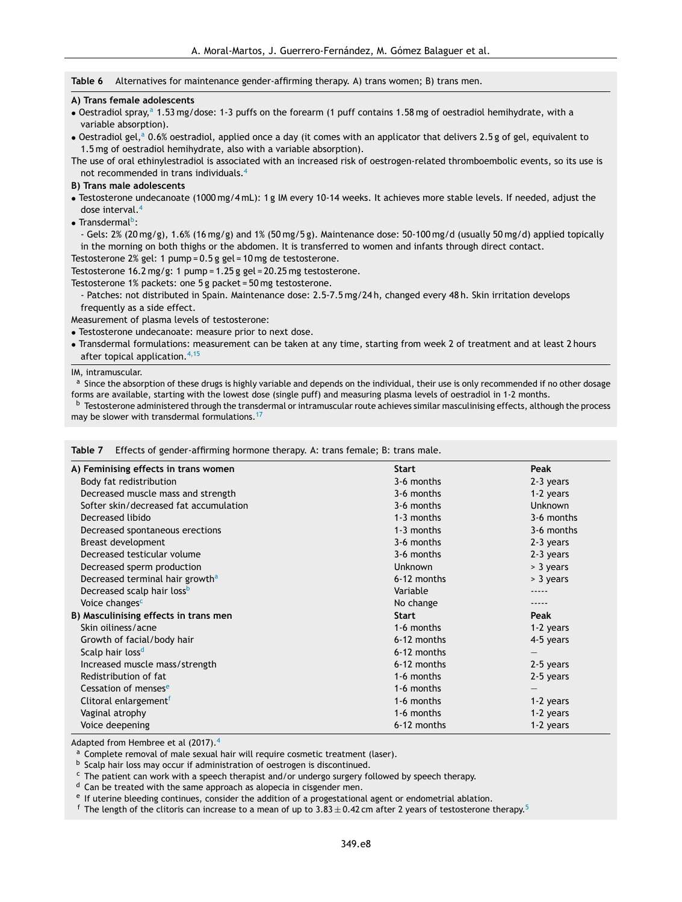**Table 6** Alternatives for maintenance gender-affirming therapy. A) trans women; B) trans men.

**A) Trans female adolescents**

- Oestradiol spray,[a] 1.53 mg/dose: 1-3 puffs on the forearm (1 puff contains 1.58 mg of oestradiol hemihydrate, with a variable absorption).
- Oestradiol gel,[a] 0.6% oestradiol, applied once a day (it comes with an applicator that delivers 2.5 g of gel, equivalent to 1.5 mg of oestradiol hemihydrate, also with a variable absorption).

The use of oral ethinylestradiol is associated with an increased risk of oestrogen-related thromboembolic events, so its use is not recommended in trans individuals.[4]

**B) Trans male adolescents**

- Testosterone undecanoate (1000 mg/4 mL): 1 g IM every 10-14 weeks. It achieves more stable levels. If needed, adjust the dose interval.[4]
- Transdermal[b]:
  - Gels: 2% (20 mg/g), 1.6% (16 mg/g) and 1% (50 mg/5 g). Maintenance dose: 50-100 mg/d (usually 50 mg/d) applied topically in the morning on both thighs or the abdomen. It is transferred to women and infants through direct contact.

Testosterone 2% gel: 1 pump = 0.5 g gel = 10 mg de testosterone.

Testosterone 16.2 mg/g: 1 pump = 1.25 g gel = 20.25 mg testosterone.

Testosterone 1% packets: one 5 g packet = 50 mg testosterone.

  - Patches: not distributed in Spain. Maintenance dose: 2.5-7.5 mg/24 h, changed every 48 h. Skin irritation develops frequently as a side effect.

Measurement of plasma levels of testosterone:

- Testosterone undecanoate: measure prior to next dose.
- Transdermal formulations: measurement can be taken at any time, starting from week 2 of treatment and at least 2 hours after topical application.[4,15]

IM, intramuscular.

[a] Since the absorption of these drugs is highly variable and depends on the individual, their use is only recommended if no other dosage forms are available, starting with the lowest dose (single puff) and measuring plasma levels of oestradiol in 1-2 months.

[b] Testosterone administered through the transdermal or intramuscular route achieves similar masculinising effects, although the process may be slower with transdermal formulations.[17]

**Table 7** Effects of gender-affirming hormone therapy. A: trans female; B: trans male.

| **A) Feminising effects in trans women** | **Start** | **Peak** |
|---|---|---|
| Body fat redistribution | 3-6 months | 2-3 years |
| Decreased muscle mass and strength | 3-6 months | 1-2 years |
| Softer skin/decreased fat accumulation | 3-6 months | Unknown |
| Decreased libido | 1-3 months | 3-6 months |
| Decreased spontaneous erections | 1-3 months | 3-6 months |
| Breast development | 3-6 months | 2-3 years |
| Decreased testicular volume | 3-6 months | 2-3 years |
| Decreased sperm production | Unknown | > 3 years |
| Decreased terminal hair growth[a] | 6-12 months | > 3 years |
| Decreased scalp hair loss[b] | Variable | ----- |
| Voice changes[c] | No change | ----- |
| **B) Masculinising effects in trans men** | **Start** | **Peak** |
| Skin oiliness/acne | 1-6 months | 1-2 years |
| Growth of facial/body hair | 6-12 months | 4-5 years |
| Scalp hair loss[d] | 6-12 months | — |
| Increased muscle mass/strength | 6-12 months | 2-5 years |
| Redistribution of fat | 1-6 months | 2-5 years |
| Cessation of menses[e] | 1-6 months | — |
| Clitoral enlargement[f] | 1-6 months | 1-2 years |
| Vaginal atrophy | 1-6 months | 1-2 years |
| Voice deepening | 6-12 months | 1-2 years |

Adapted from Hembree et al (2017).[4]

[a] Complete removal of male sexual hair will require cosmetic treatment (laser).

[b] Scalp hair loss may occur if administration of oestrogen is discontinued.

[c] The patient can work with a speech therapist and/or undergo surgery followed by speech therapy.

[d] Can be treated with the same approach as alopecia in cisgender men.

[e] If uterine bleeding continues, consider the addition of a progestational agent or endometrial ablation.

[f] The length of the clitoris can increase to a mean of up to $3.83 \pm 0.42$ cm after 2 years of testosterone therapy.[5]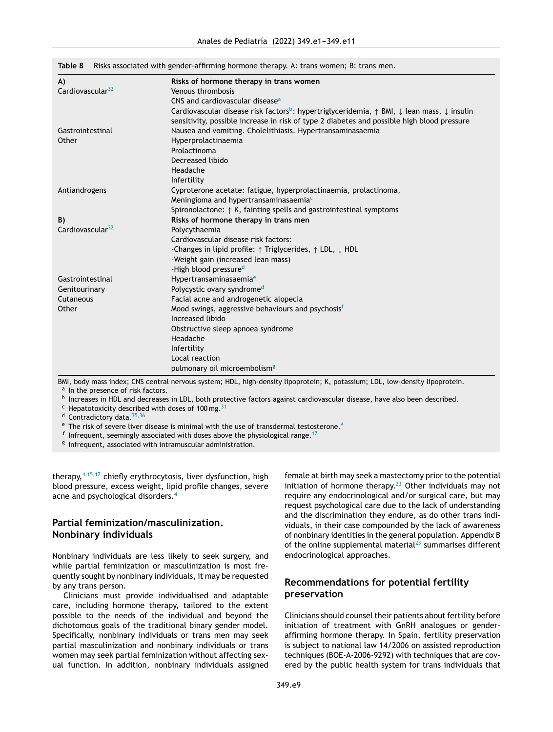**Table 8** Risks associated with gender-affirming hormone therapy. A: trans women; B: trans men.

| A) | Risks of hormone therapy in trans women |
| --- | --- |
| Cardiovascular[32] | Venous thrombosis |
| | CNS and cardiovascular disease[a] |
| | Cardiovascular disease risk factors[b]: hypertriglyceridemia, ↑ BMI, ↓ lean mass, ↓ insulin sensitivity, possible increase in risk of type 2 diabetes and possible high blood pressure |
| Gastrointestinal | Nausea and vomiting. Cholelithiasis. Hypertransaminasaemia |
| Other | Hyperprolactinaemia |
| | Prolactinoma |
| | Decreased libido |
| | Headache |
| | Infertility |
| Antiandrogens | Cyproterone acetate: fatigue, hyperprolactinaemia, prolactinoma, Meningioma and hypertransaminasaemia[c] |
| | Spironolactone: ↑ K, fainting spells and gastrointestinal symptoms |
| **B)** | **Risks of hormone therapy in trans men** |
| Cardiovascular[32] | Polycythaemia |
| | Cardiovascular disease risk factors: |
| | -Changes in lipid profile: ↑ Triglycerides, ↑ LDL, ↓ HDL |
| | -Weight gain (increased lean mass) |
| | -High blood pressure[d] |
| Gastrointestinal | Hypertransaminasaemia[e] |
| Genitourinary | Polycystic ovary syndrome[d] |
| Cutaneous | Facial acne and androgenetic alopecia |
| Other | Mood swings, aggressive behaviours and psychosis[f] |
| | Increased libido |
| | Obstructive sleep apnoea syndrome |
| | Headache |
| | Infertility |
| | Local reaction |
| | pulmonary oil microembolism[g] |

BMI, body mass index; CNS central nervous system; HDL, high-density lipoprotein; K, potassium; LDL, low-density lipoprotein.
[a] In the presence of risk factors.
[b] Increases in HDL and decreases in LDL, both protective factors against cardiovascular disease, have also been described.
[c] Hepatotoxicity described with doses of 100 mg.[31]
[d] Contradictory data.[35,36]
[e] The risk of severe liver disease is minimal with the use of transdermal testosterone.[4]
[f] Infrequent, seemingly associated with doses above the physiological range.[17]
[g] Infrequent, associated with intramuscular administration.

therapy,[4,15,17] chiefly erythrocytosis, liver dysfunction, high blood pressure, excess weight, lipid profile changes, severe acne and psychological disorders.[4]

## Partial feminization/masculinization. Nonbinary individuals

Nonbinary individuals are less likely to seek surgery, and while partial feminization or masculinization is most frequently sought by nonbinary individuals, it may be requested by any trans person.

Clinicians must provide individualised and adaptable care, including hormone therapy, tailored to the extent possible to the needs of the individual and beyond the dichotomous goals of the traditional binary gender model. Specifically, nonbinary individuals or trans men may seek partial masculinization and nonbinary individuals or trans women may seek partial feminization without affecting sexual function. In addition, nonbinary individuals assigned female at birth may seek a mastectomy prior to the potential initiation of hormone therapy.[23] Other individuals may not require any endocrinological and/or surgical care, but may request psychological care due to the lack of understanding and the discrimination they endure, as do other trans individuals, in their case compounded by the lack of awareness of nonbinary identities in the general population. Appendix B of the online supplemental material[23] summarises different endocrinological approaches.

## Recommendations for potential fertility preservation

Clinicians should counsel their patients about fertility before initiation of treatment with GnRH analogues or gender-affirming hormone therapy. In Spain, fertility preservation is subject to national law 14/2006 on assisted reproduction techniques (BOE-A-2006-9292) with techniques that are covered by the public health system for trans individuals that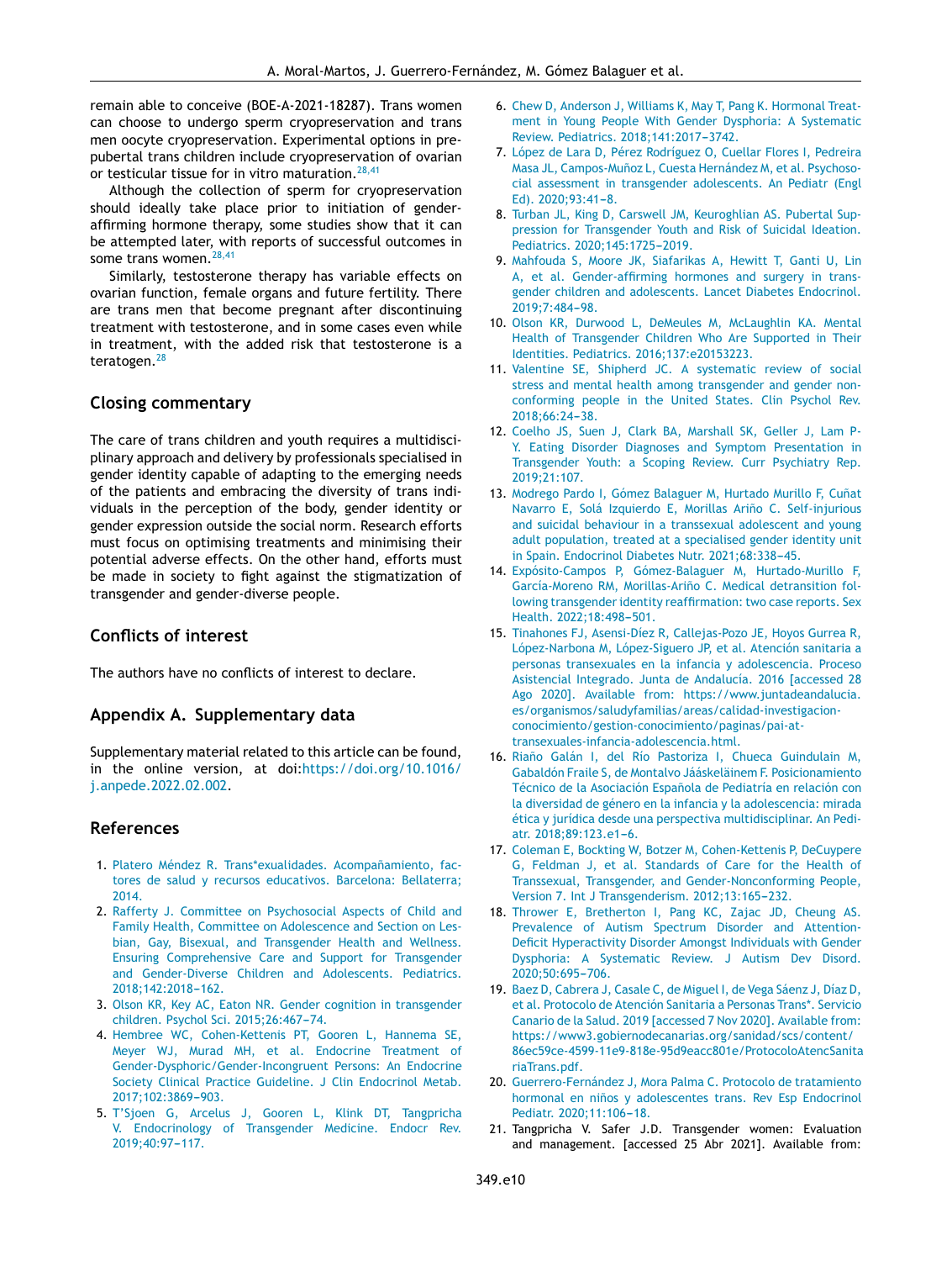remain able to conceive (BOE-A-2021-18287). Trans women can choose to undergo sperm cryopreservation and trans men oocyte cryopreservation. Experimental options in prepubertal trans children include cryopreservation of ovarian or testicular tissue for in vitro maturation.[28,41]

Although the collection of sperm for cryopreservation should ideally take place prior to initiation of gender-affirming hormone therapy, some studies show that it can be attempted later, with reports of successful outcomes in some trans women.[28,41]

Similarly, testosterone therapy has variable effects on ovarian function, female organs and future fertility. There are trans men that become pregnant after discontinuing treatment with testosterone, and in some cases even while in treatment, with the added risk that testosterone is a teratogen.[28]

## Closing commentary

The care of trans children and youth requires a multidisciplinary approach and delivery by professionals specialised in gender identity capable of adapting to the emerging needs of the patients and embracing the diversity of trans individuals in the perception of the body, gender identity or gender expression outside the social norm. Research efforts must focus on optimising treatments and minimising their potential adverse effects. On the other hand, efforts must be made in society to fight against the stigmatization of transgender and gender-diverse people.

## Conflicts of interest

The authors have no conflicts of interest to declare.

## Appendix A. Supplementary data

Supplementary material related to this article can be found, in the online version, at doi:https://doi.org/10.1016/j.anpede.2022.02.002.

## References

1. Platero Méndez R. Trans*exualidades. Acompañamiento, factores de salud y recursos educativos. Barcelona: Bellaterra; 2014.
2. Rafferty J. Committee on Psychosocial Aspects of Child and Family Health, Committee on Adolescence and Section on Lesbian, Gay, Bisexual, and Transgender Health and Wellness. Ensuring Comprehensive Care and Support for Transgender and Gender-Diverse Children and Adolescents. Pediatrics. 2018;142:2018−162.
3. Olson KR, Key AC, Eaton NR. Gender cognition in transgender children. Psychol Sci. 2015;26:467−74.
4. Hembree WC, Cohen-Kettenis PT, Gooren L, Hannema SE, Meyer WJ, Murad MH, et al. Endocrine Treatment of Gender-Dysphoric/Gender-Incongruent Persons: An Endocrine Society Clinical Practice Guideline. J Clin Endocrinol Metab. 2017;102:3869−903.
5. T'Sjoen G, Arcelus J, Gooren L, Klink DT, Tangpricha V. Endocrinology of Transgender Medicine. Endocr Rev. 2019;40:97−117.
6. Chew D, Anderson J, Williams K, May T, Pang K. Hormonal Treatment in Young People With Gender Dysphoria: A Systematic Review. Pediatrics. 2018;141:2017−3742.
7. López de Lara D, Pérez Rodríguez O, Cuellar Flores I, Pedreira Masa JL, Campos-Muñoz L, Cuesta Hernández M, et al. Psychosocial assessment in transgender adolescents. An Pediatr (Engl Ed). 2020;93:41−8.
8. Turban JL, King D, Carswell JM, Keuroghlian AS. Pubertal Suppression for Transgender Youth and Risk of Suicidal Ideation. Pediatrics. 2020;145:1725−2019.
9. Mahfouda S, Moore JK, Siafarikas A, Hewitt T, Ganti U, Lin A, et al. Gender-affirming hormones and surgery in transgender children and adolescents. Lancet Diabetes Endocrinol. 2019;7:484−98.
10. Olson KR, Durwood L, DeMeules M, McLaughlin KA. Mental Health of Transgender Children Who Are Supported in Their Identities. Pediatrics. 2016;137:e20153223.
11. Valentine SE, Shipherd JC. A systematic review of social stress and mental health among transgender and gender nonconforming people in the United States. Clin Psychol Rev. 2018;66:24−38.
12. Coelho JS, Suen J, Clark BA, Marshall SK, Geller J, Lam P-Y. Eating Disorder Diagnoses and Symptom Presentation in Transgender Youth: a Scoping Review. Curr Psychiatry Rep. 2019;21:107.
13. Modrego Pardo I, Gómez Balaguer M, Hurtado Murillo F, Cuñat Navarro E, Solá Izquierdo E, Morillas Ariño C. Self-injurious and suicidal behaviour in a transsexual adolescent and young adult population, treated at a specialised gender identity unit in Spain. Endocrinol Diabetes Nutr. 2021;68:338−45.
14. Expósito-Campos P, Gómez-Balaguer M, Hurtado-Murillo F, García-Moreno RM, Morillas-Ariño C. Medical detransition following transgender identity reaffirmation: two case reports. Sex Health. 2022;18:498−501.
15. Tinahones FJ, Asensi-Díez R, Callejas-Pozo JE, Hoyos Gurrea R, López-Narbona M, López-Siguero JP, et al. Atención sanitaria a personas transexuales en la infancia y adolescencia. Proceso Asistencial Integrado. Junta de Andalucía. 2016 [accessed 28 Ago 2020]. Available from: https://www.juntadeandalucia.es/organismos/saludyfamilias/areas/calidad-investigacion-conocimiento/gestion-conocimiento/paginas/pai-at-transexuales-infancia-adolescencia.html.
16. Riaño Galán I, del Río Pastoriza I, Chueca Guindulain M, Gabaldón Fraile S, de Montalvo Jääskeläinem F. Posicionamiento Técnico de la Asociación Española de Pediatría en relación con la diversidad de género en la infancia y la adolescencia: mirada ética y jurídica desde una perspectiva multidisciplinar. An Pediatr. 2018;89:123.e1−6.
17. Coleman E, Bockting W, Botzer M, Cohen-Kettenis P, DeCuypere G, Feldman J, et al. Standards of Care for the Health of Transsexual, Transgender, and Gender-Nonconforming People, Version 7. Int J Transgenderism. 2012;13:165−232.
18. Thrower E, Bretherton I, Pang KC, Zajac JD, Cheung AS. Prevalence of Autism Spectrum Disorder and Attention-Deficit Hyperactivity Disorder Amongst Individuals with Gender Dysphoria: A Systematic Review. J Autism Dev Disord. 2020;50:695−706.
19. Baez D, Cabrera J, Casale C, de Miguel I, de Vega Sáenz J, Díaz D, et al. Protocolo de Atención Sanitaria a Personas Trans*. Servicio Canario de la Salud. 2019 [accessed 7 Nov 2020]. Available from: https://www3.gobiernodecanarias.org/sanidad/scs/content/86ec59ce-4599-11e9-818e-95d9eacc801e/ProtocoloAtencSanitariaTrans.pdf.
20. Guerrero-Fernández J, Mora Palma C. Protocolo de tratamiento hormonal en niños y adolescentes trans. Rev Esp Endocrinol Pediatr. 2020;11:106−18.
21. Tangpricha V. Safer J.D. Transgender women: Evaluation and management. [accessed 25 Abr 2021]. Available from: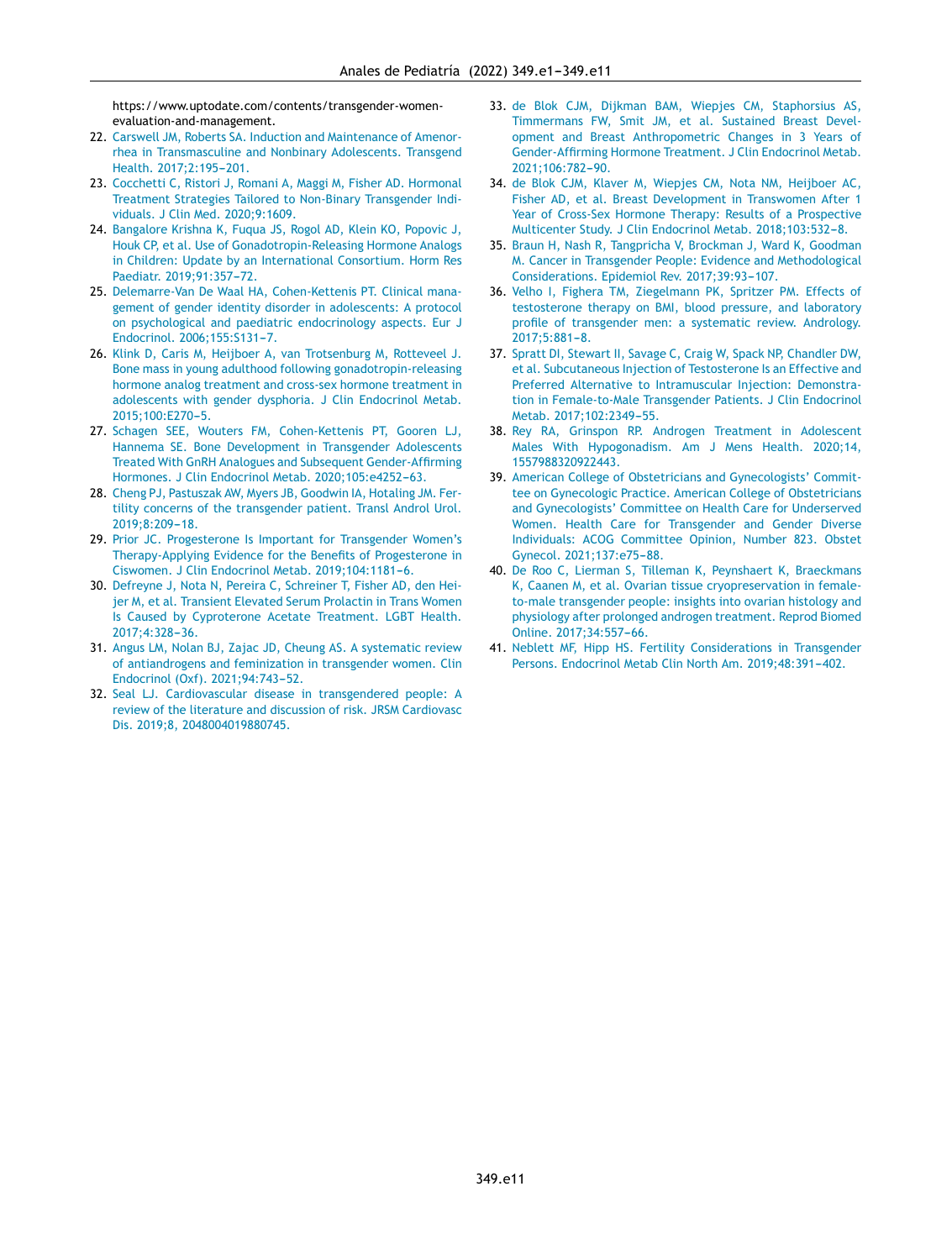https://www.uptodate.com/contents/transgender-women-evaluation-and-management.

22. Carswell JM, Roberts SA. Induction and Maintenance of Amenorrhea in Transmasculine and Nonbinary Adolescents. Transgend Health. 2017;2:195–201.
23. Cocchetti C, Ristori J, Romani A, Maggi M, Fisher AD. Hormonal Treatment Strategies Tailored to Non-Binary Transgender Individuals. J Clin Med. 2020;9:1609.
24. Bangalore Krishna K, Fuqua JS, Rogol AD, Klein KO, Popovic J, Houk CP, et al. Use of Gonadotropin-Releasing Hormone Analogs in Children: Update by an International Consortium. Horm Res Paediatr. 2019;91:357–72.
25. Delemarre-Van De Waal HA, Cohen-Kettenis PT. Clinical management of gender identity disorder in adolescents: A protocol on psychological and paediatric endocrinology aspects. Eur J Endocrinol. 2006;155:S131–7.
26. Klink D, Caris M, Heijboer A, van Trotsenburg M, Rotteveel J. Bone mass in young adulthood following gonadotropin-releasing hormone analog treatment and cross-sex hormone treatment in adolescents with gender dysphoria. J Clin Endocrinol Metab. 2015;100:E270–5.
27. Schagen SEE, Wouters FM, Cohen-Kettenis PT, Gooren LJ, Hannema SE. Bone Development in Transgender Adolescents Treated With GnRH Analogues and Subsequent Gender-Affirming Hormones. J Clin Endocrinol Metab. 2020;105:e4252–63.
28. Cheng PJ, Pastuszak AW, Myers JB, Goodwin IA, Hotaling JM. Fertility concerns of the transgender patient. Transl Androl Urol. 2019;8:209–18.
29. Prior JC. Progesterone Is Important for Transgender Women's Therapy-Applying Evidence for the Benefits of Progesterone in Ciswomen. J Clin Endocrinol Metab. 2019;104:1181–6.
30. Defreyne J, Nota N, Pereira C, Schreiner T, Fisher AD, den Heijer M, et al. Transient Elevated Serum Prolactin in Trans Women Is Caused by Cyproterone Acetate Treatment. LGBT Health. 2017;4:328–36.
31. Angus LM, Nolan BJ, Zajac JD, Cheung AS. A systematic review of antiandrogens and feminization in transgender women. Clin Endocrinol (Oxf). 2021;94:743–52.
32. Seal LJ. Cardiovascular disease in transgendered people: A review of the literature and discussion of risk. JRSM Cardiovasc Dis. 2019;8, 2048004019880745.
33. de Blok CJM, Dijkman BAM, Wiepjes CM, Staphorsius AS, Timmermans FW, Smit JM, et al. Sustained Breast Development and Breast Anthropometric Changes in 3 Years of Gender-Affirming Hormone Treatment. J Clin Endocrinol Metab. 2021;106:782–90.
34. de Blok CJM, Klaver M, Wiepjes CM, Nota NM, Heijboer AC, Fisher AD, et al. Breast Development in Transwomen After 1 Year of Cross-Sex Hormone Therapy: Results of a Prospective Multicenter Study. J Clin Endocrinol Metab. 2018;103:532–8.
35. Braun H, Nash R, Tangpricha V, Brockman J, Ward K, Goodman M. Cancer in Transgender People: Evidence and Methodological Considerations. Epidemiol Rev. 2017;39:93–107.
36. Velho I, Fighera TM, Ziegelmann PK, Spritzer PM. Effects of testosterone therapy on BMI, blood pressure, and laboratory profile of transgender men: a systematic review. Andrology. 2017;5:881–8.
37. Spratt DI, Stewart II, Savage C, Craig W, Spack NP, Chandler DW, et al. Subcutaneous Injection of Testosterone Is an Effective and Preferred Alternative to Intramuscular Injection: Demonstration in Female-to-Male Transgender Patients. J Clin Endocrinol Metab. 2017;102:2349–55.
38. Rey RA, Grinspon RP. Androgen Treatment in Adolescent Males With Hypogonadism. Am J Mens Health. 2020;14, 1557988320922443.
39. American College of Obstetricians and Gynecologists' Committee on Gynecologic Practice. American College of Obstetricians and Gynecologists' Committee on Health Care for Underserved Women. Health Care for Transgender and Gender Diverse Individuals: ACOG Committee Opinion, Number 823. Obstet Gynecol. 2021;137:e75–88.
40. De Roo C, Lierman S, Tilleman K, Peynshaert K, Braeckmans K, Caanen M, et al. Ovarian tissue cryopreservation in female-to-male transgender people: insights into ovarian histology and physiology after prolonged androgen treatment. Reprod Biomed Online. 2017;34:557–66.
41. Neblett MF, Hipp HS. Fertility Considerations in Transgender Persons. Endocrinol Metab Clin North Am. 2019;48:391–402.